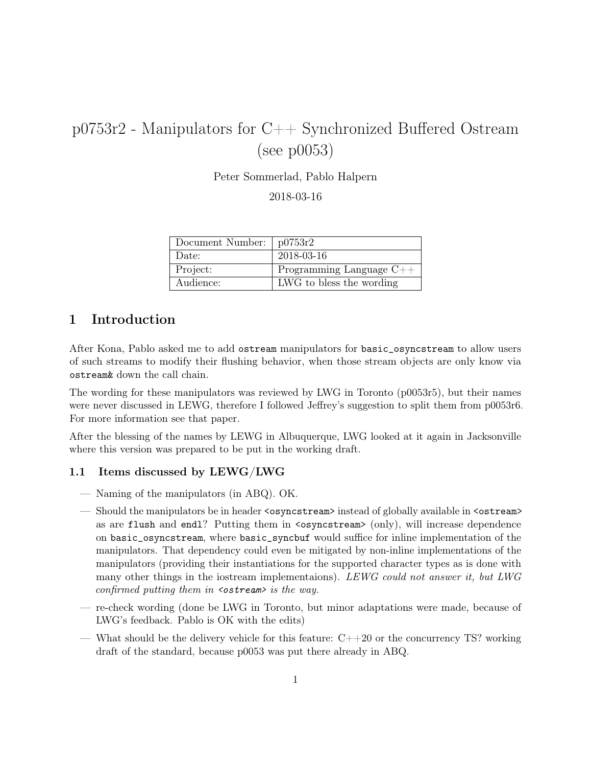# p0753r2 - Manipulators for C++ Synchronized Buffered Ostream (see p0053)

Peter Sommerlad, Pablo Halpern

2018-03-16

| Document Number: | p0753r2 |
|---|---|
| Date: | 2018-03-16 |
| Project: | Programming Language C++ |
| Audience: | LWG to bless the wording |

## 1 Introduction

After Kona, Pablo asked me to add `ostream` manipulators for `basic_osyncstream` to allow users of such streams to modify their flushing behavior, when those stream objects are only know via `ostream&` down the call chain.

The wording for these manipulators was reviewed by LWG in Toronto (p0053r5), but their names were never discussed in LEWG, therefore I followed Jeffrey's suggestion to split them from p0053r6. For more information see that paper.

After the blessing of the names by LEWG in Albuquerque, LWG looked at it again in Jacksonville where this version was prepared to be put in the working draft.

### 1.1 Items discussed by LEWG/LWG

— Naming of the manipulators (in ABQ). OK.

— Should the manipulators be in header `<osyncstream>` instead of globally available in `<ostream>` as are `flush` and `endl`? Putting them in `<osyncstream>` (only), will increase dependence on `basic_osyncstream`, where `basic_syncbuf` would suffice for inline implementation of the manipulators. That dependency could even be mitigated by non-inline implementations of the manipulators (providing their instantiations for the supported character types as is done with many other things in the iostream implementaions). *LEWG could not answer it, but LWG confirmed putting them in `<ostream>` is the way.*

— re-check wording (done be LWG in Toronto, but minor adaptations were made, because of LWG's feedback. Pablo is OK with the edits)

— What should be the delivery vehicle for this feature: C++20 or the concurrency TS? working draft of the standard, because p0053 was put there already in ABQ.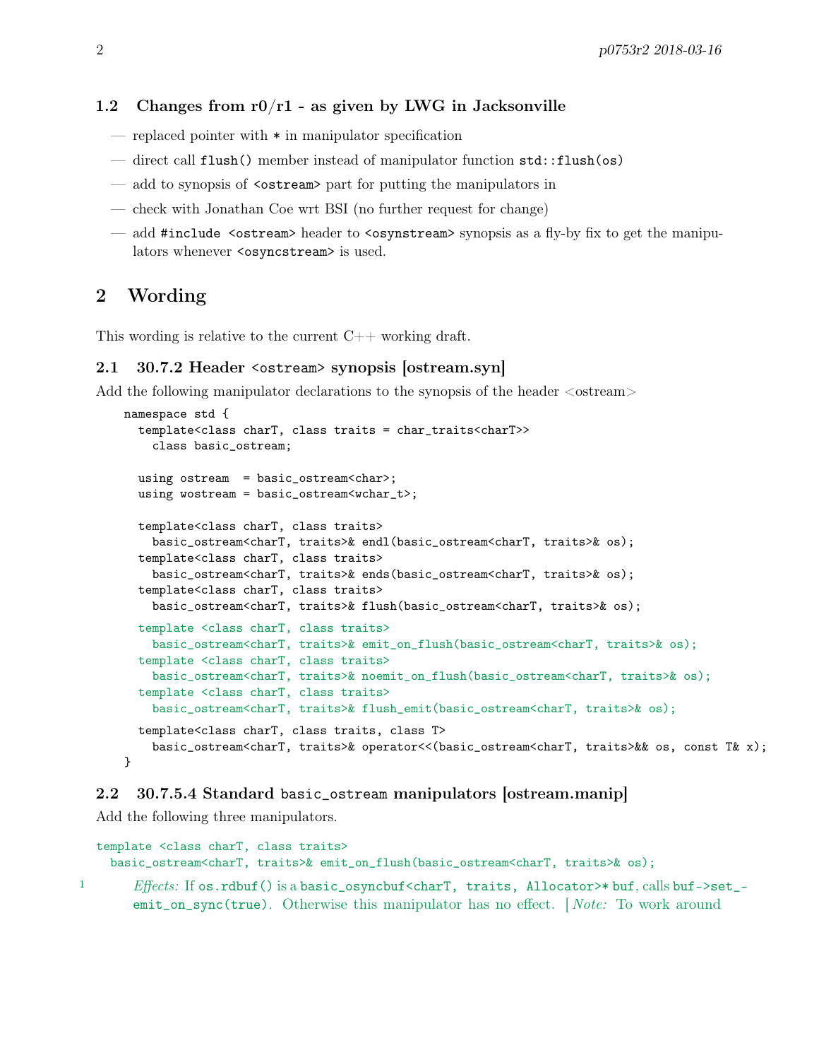### 1.2 Changes from r0/r1 - as given by LWG in Jacksonville

- replaced pointer with * in manipulator specification
- direct call `flush()` member instead of manipulator function `std::flush(os)`
- add to synopsis of `<ostream>` part for putting the manipulators in
- check with Jonathan Coe wrt BSI (no further request for change)
- add `#include <ostream>` header to `<osynstream>` synopsis as a fly-by fix to get the manipulators whenever `<osyncstream>` is used.

## 2 Wording

This wording is relative to the current C++ working draft.

### 2.1 30.7.2 Header `<ostream>` synopsis [ostream.syn]

Add the following manipulator declarations to the synopsis of the header <ostream>

```
namespace std {
  template<class charT, class traits = char_traits<charT>>
    class basic_ostream;

  using ostream  = basic_ostream<char>;
  using wostream = basic_ostream<wchar_t>;

  template<class charT, class traits>
    basic_ostream<charT, traits>& endl(basic_ostream<charT, traits>& os);
  template<class charT, class traits>
    basic_ostream<charT, traits>& ends(basic_ostream<charT, traits>& os);
  template<class charT, class traits>
    basic_ostream<charT, traits>& flush(basic_ostream<charT, traits>& os);

  template <class charT, class traits>
    basic_ostream<charT, traits>& emit_on_flush(basic_ostream<charT, traits>& os);
  template <class charT, class traits>
    basic_ostream<charT, traits>& noemit_on_flush(basic_ostream<charT, traits>& os);
  template <class charT, class traits>
    basic_ostream<charT, traits>& flush_emit(basic_ostream<charT, traits>& os);

  template<class charT, class traits, class T>
    basic_ostream<charT, traits>& operator<<(basic_ostream<charT, traits>&& os, const T& x);
}
```

### 2.2 30.7.5.4 Standard `basic_ostream` manipulators [ostream.manip]

Add the following three manipulators.

```
template <class charT, class traits>
  basic_ostream<charT, traits>& emit_on_flush(basic_ostream<charT, traits>& os);
```

1 *Effects:* If `os.rdbuf()` is a `basic_osyncbuf<charT, traits, Allocator>* buf`, calls `buf->set_emit_on_sync(true)`. Otherwise this manipulator has no effect. [ *Note:* To work around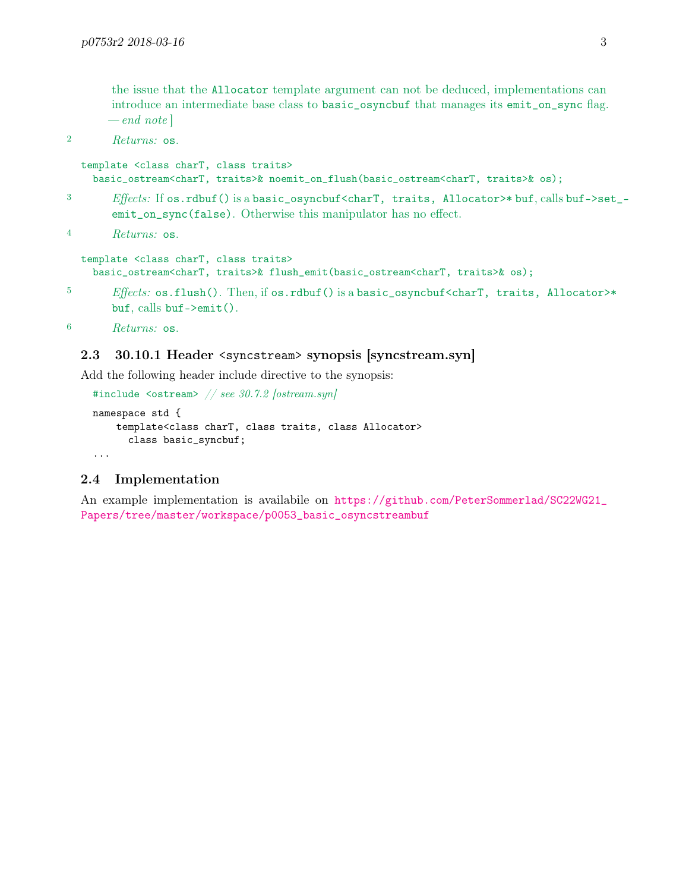the issue that the `Allocator` template argument can not be deduced, implementations can introduce an intermediate base class to `basic_osyncbuf` that manages its `emit_on_sync` flag. — *end note* ]

2 *Returns:* `os`.

```
template <class charT, class traits>
  basic_ostream<charT, traits>& noemit_on_flush(basic_ostream<charT, traits>& os);
```

3 *Effects:* If `os.rdbuf()` is a `basic_osyncbuf<charT, traits, Allocator>* buf`, calls `buf->set_emit_on_sync(false)`. Otherwise this manipulator has no effect.

4 *Returns:* `os`.

```
template <class charT, class traits>
  basic_ostream<charT, traits>& flush_emit(basic_ostream<charT, traits>& os);
```

5 *Effects:* `os.flush()`. Then, if `os.rdbuf()` is a `basic_osyncbuf<charT, traits, Allocator>* buf`, calls `buf->emit()`.

6 *Returns:* `os`.

## 2.3 30.10.1 Header <syncstream> synopsis [syncstream.syn]

Add the following header include directive to the synopsis:

```
#include <ostream> // see 30.7.2 [ostream.syn]

namespace std {
    template<class charT, class traits, class Allocator>
      class basic_syncbuf;
...
```

## 2.4 Implementation

An example implementation is availabile on https://github.com/PeterSommerlad/SC22WG21_Papers/tree/master/workspace/p0053_basic_osyncstreambuf